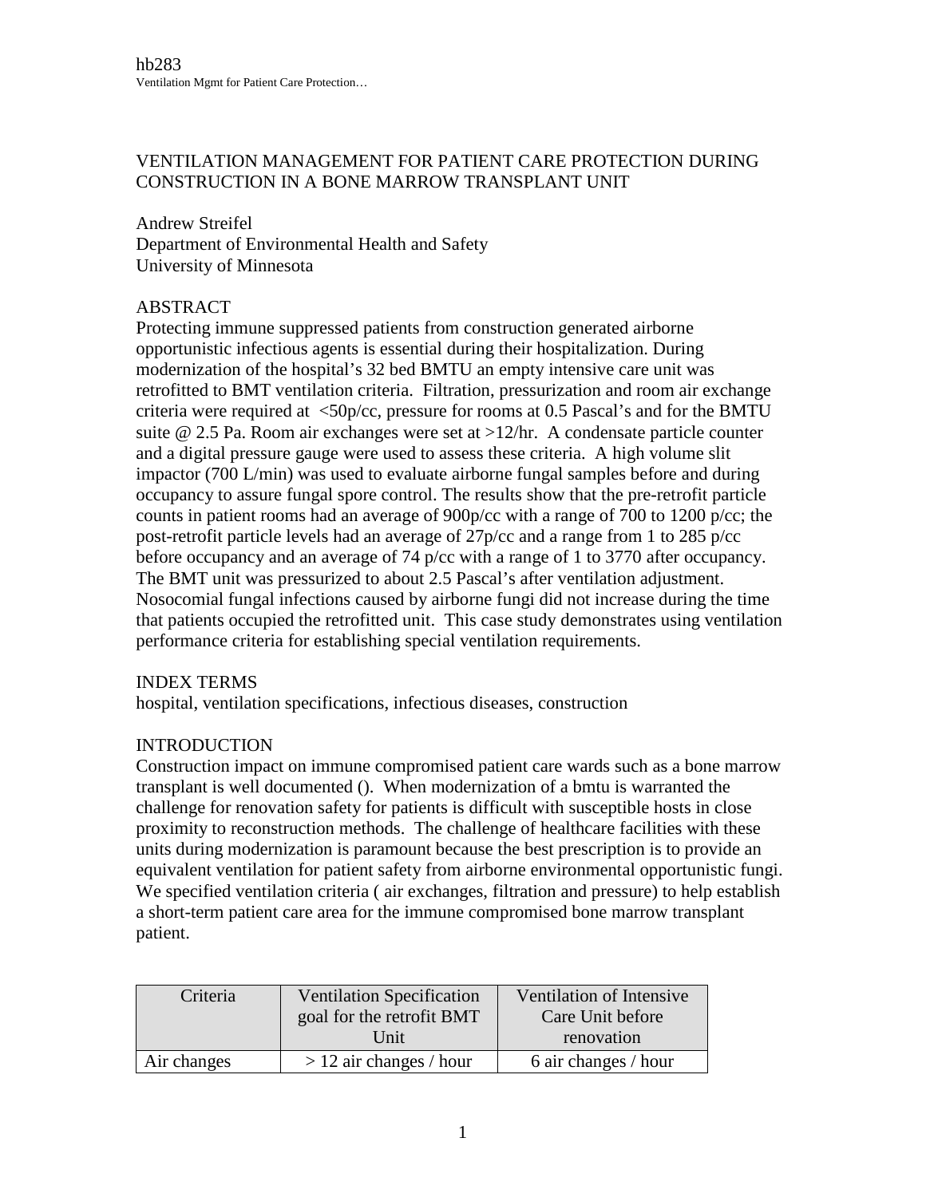# VENTILATION MANAGEMENT FOR PATIENT CARE PROTECTION DURING CONSTRUCTION IN A BONE MARROW TRANSPLANT UNIT

Andrew Streifel
Department of Environmental Health and Safety
University of Minnesota

## ABSTRACT

Protecting immune suppressed patients from construction generated airborne opportunistic infectious agents is essential during their hospitalization. During modernization of the hospital's 32 bed BMTU an empty intensive care unit was retrofitted to BMT ventilation criteria. Filtration, pressurization and room air exchange criteria were required at <50p/cc, pressure for rooms at 0.5 Pascal's and for the BMTU suite @ 2.5 Pa. Room air exchanges were set at >12/hr. A condensate particle counter and a digital pressure gauge were used to assess these criteria. A high volume slit impactor (700 L/min) was used to evaluate airborne fungal samples before and during occupancy to assure fungal spore control. The results show that the pre-retrofit particle counts in patient rooms had an average of 900p/cc with a range of 700 to 1200 p/cc; the post-retrofit particle levels had an average of 27p/cc and a range from 1 to 285 p/cc before occupancy and an average of 74 p/cc with a range of 1 to 3770 after occupancy. The BMT unit was pressurized to about 2.5 Pascal's after ventilation adjustment. Nosocomial fungal infections caused by airborne fungi did not increase during the time that patients occupied the retrofitted unit. This case study demonstrates using ventilation performance criteria for establishing special ventilation requirements.

## INDEX TERMS

hospital, ventilation specifications, infectious diseases, construction

## INTRODUCTION

Construction impact on immune compromised patient care wards such as a bone marrow transplant is well documented (). When modernization of a bmtu is warranted the challenge for renovation safety for patients is difficult with susceptible hosts in close proximity to reconstruction methods. The challenge of healthcare facilities with these units during modernization is paramount because the best prescription is to provide an equivalent ventilation for patient safety from airborne environmental opportunistic fungi. We specified ventilation criteria ( air exchanges, filtration and pressure) to help establish a short-term patient care area for the immune compromised bone marrow transplant patient.

| Criteria | Ventilation Specification goal for the retrofit BMT Unit | Ventilation of Intensive Care Unit before renovation |
|---|---|---|
| Air changes | > 12 air changes / hour | 6 air changes / hour |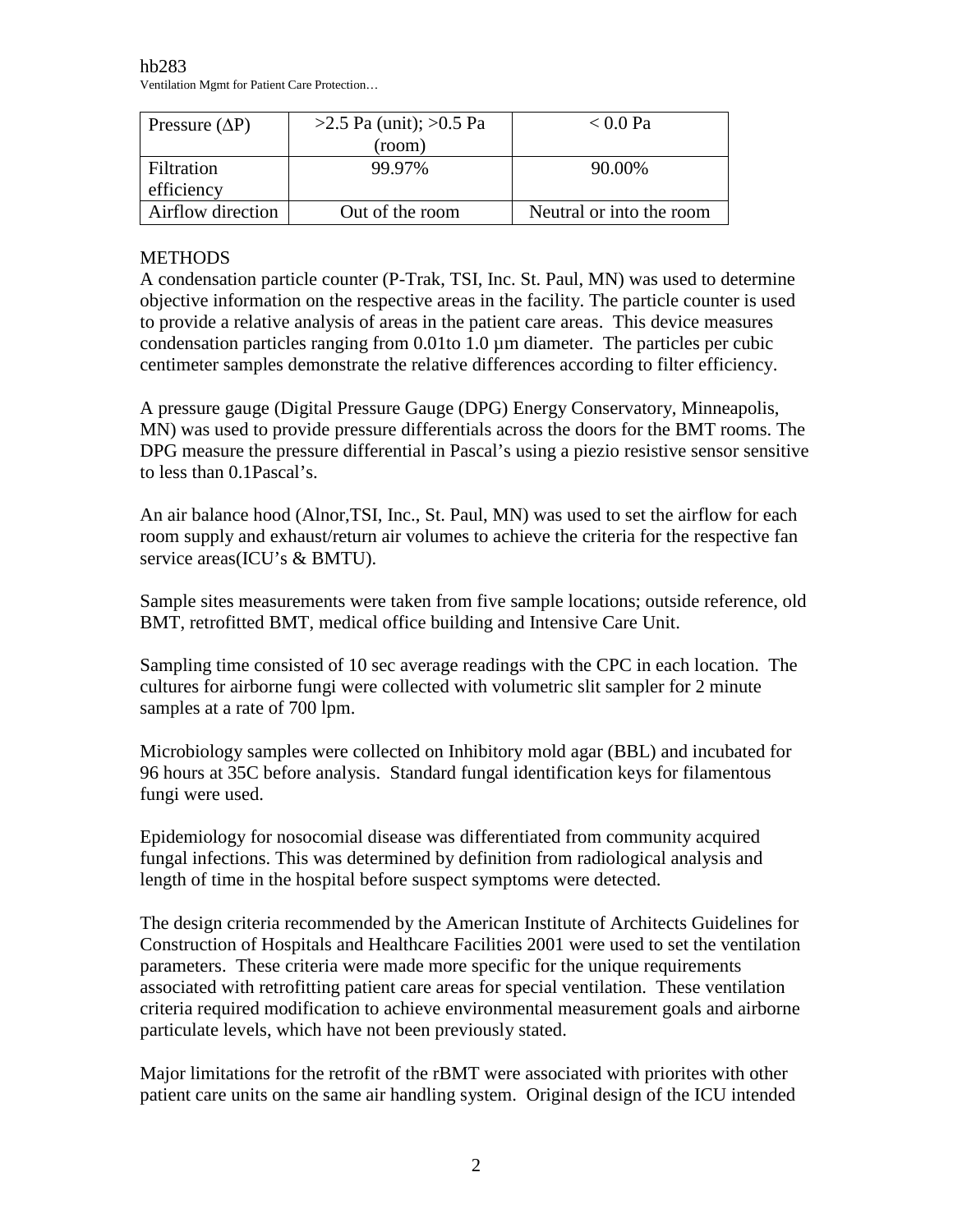| Pressure (ΔP) | >2.5 Pa (unit); >0.5 Pa (room) | < 0.0 Pa |
|---|---|---|
| Filtration efficiency | 99.97% | 90.00% |
| Airflow direction | Out of the room | Neutral or into the room |

## METHODS

A condensation particle counter (P-Trak, TSI, Inc. St. Paul, MN) was used to determine objective information on the respective areas in the facility. The particle counter is used to provide a relative analysis of areas in the patient care areas. This device measures condensation particles ranging from 0.01to 1.0 µm diameter. The particles per cubic centimeter samples demonstrate the relative differences according to filter efficiency.

A pressure gauge (Digital Pressure Gauge (DPG) Energy Conservatory, Minneapolis, MN) was used to provide pressure differentials across the doors for the BMT rooms. The DPG measure the pressure differential in Pascal's using a piezio resistive sensor sensitive to less than 0.1Pascal's.

An air balance hood (Alnor,TSI, Inc., St. Paul, MN) was used to set the airflow for each room supply and exhaust/return air volumes to achieve the criteria for the respective fan service areas(ICU's & BMTU).

Sample sites measurements were taken from five sample locations; outside reference, old BMT, retrofitted BMT, medical office building and Intensive Care Unit.

Sampling time consisted of 10 sec average readings with the CPC in each location. The cultures for airborne fungi were collected with volumetric slit sampler for 2 minute samples at a rate of 700 lpm.

Microbiology samples were collected on Inhibitory mold agar (BBL) and incubated for 96 hours at 35C before analysis. Standard fungal identification keys for filamentous fungi were used.

Epidemiology for nosocomial disease was differentiated from community acquired fungal infections. This was determined by definition from radiological analysis and length of time in the hospital before suspect symptoms were detected.

The design criteria recommended by the American Institute of Architects Guidelines for Construction of Hospitals and Healthcare Facilities 2001 were used to set the ventilation parameters. These criteria were made more specific for the unique requirements associated with retrofitting patient care areas for special ventilation. These ventilation criteria required modification to achieve environmental measurement goals and airborne particulate levels, which have not been previously stated.

Major limitations for the retrofit of the rBMT were associated with priorites with other patient care units on the same air handling system. Original design of the ICU intended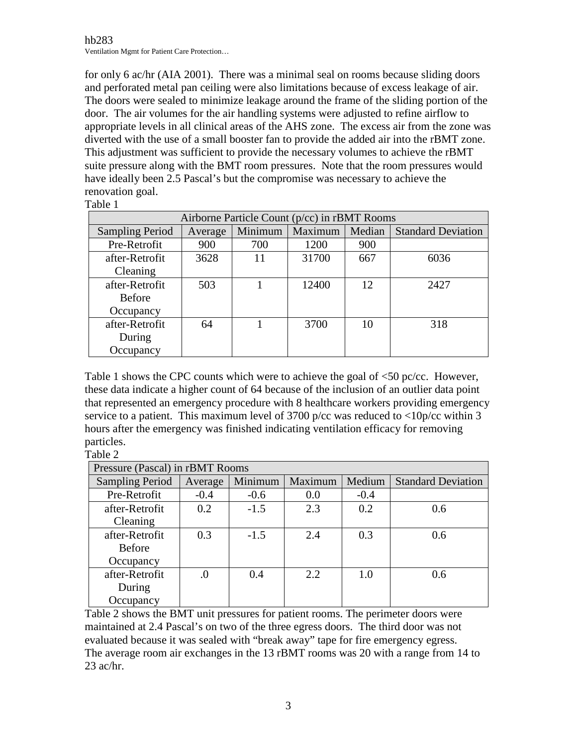for only 6 ac/hr (AIA 2001). There was a minimal seal on rooms because sliding doors and perforated metal pan ceiling were also limitations because of excess leakage of air. The doors were sealed to minimize leakage around the frame of the sliding portion of the door. The air volumes for the air handling systems were adjusted to refine airflow to appropriate levels in all clinical areas of the AHS zone. The excess air from the zone was diverted with the use of a small booster fan to provide the added air into the rBMT zone. This adjustment was sufficient to provide the necessary volumes to achieve the rBMT suite pressure along with the BMT room pressures. Note that the room pressures would have ideally been 2.5 Pascal's but the compromise was necessary to achieve the renovation goal.

Table 1

| Airborne Particle Count (p/cc) in rBMT Rooms | | | | | |
|---|---|---|---|---|---|
| Sampling Period | Average | Minimum | Maximum | Median | Standard Deviation |
| Pre-Retrofit | 900 | 700 | 1200 | 900 | |
| after-Retrofit Cleaning | 3628 | 11 | 31700 | 667 | 6036 |
| after-Retrofit Before Occupancy | 503 | 1 | 12400 | 12 | 2427 |
| after-Retrofit During Occupancy | 64 | 1 | 3700 | 10 | 318 |

Table 1 shows the CPC counts which were to achieve the goal of <50 pc/cc. However, these data indicate a higher count of 64 because of the inclusion of an outlier data point that represented an emergency procedure with 8 healthcare workers providing emergency service to a patient. This maximum level of 3700 p/cc was reduced to <10p/cc within 3 hours after the emergency was finished indicating ventilation efficacy for removing particles.

Table 2

| Pressure (Pascal) in rBMT Rooms | | | | | |
|---|---|---|---|---|---|
| Sampling Period | Average | Minimum | Maximum | Medium | Standard Deviation |
| Pre-Retrofit | -0.4 | -0.6 | 0.0 | -0.4 | |
| after-Retrofit Cleaning | 0.2 | -1.5 | 2.3 | 0.2 | 0.6 |
| after-Retrofit Before Occupancy | 0.3 | -1.5 | 2.4 | 0.3 | 0.6 |
| after-Retrofit During Occupancy | .0 | 0.4 | 2.2 | 1.0 | 0.6 |

Table 2 shows the BMT unit pressures for patient rooms. The perimeter doors were maintained at 2.4 Pascal's on two of the three egress doors. The third door was not evaluated because it was sealed with "break away" tape for fire emergency egress. The average room air exchanges in the 13 rBMT rooms was 20 with a range from 14 to 23 ac/hr.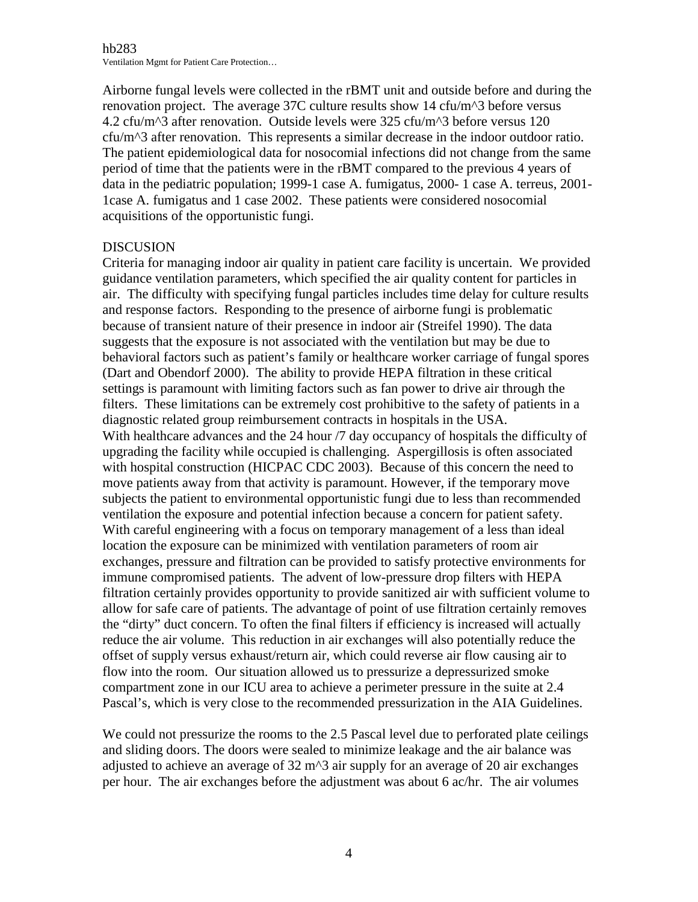Airborne fungal levels were collected in the rBMT unit and outside before and during the renovation project. The average 37C culture results show 14 cfu/m^3 before versus 4.2 cfu/m^3 after renovation. Outside levels were 325 cfu/m^3 before versus 120 cfu/m^3 after renovation. This represents a similar decrease in the indoor outdoor ratio. The patient epidemiological data for nosocomial infections did not change from the same period of time that the patients were in the rBMT compared to the previous 4 years of data in the pediatric population; 1999-1 case A. fumigatus, 2000- 1 case A. terreus, 2001- 1case A. fumigatus and 1 case 2002. These patients were considered nosocomial acquisitions of the opportunistic fungi.

## DISCUSION

Criteria for managing indoor air quality in patient care facility is uncertain. We provided guidance ventilation parameters, which specified the air quality content for particles in air. The difficulty with specifying fungal particles includes time delay for culture results and response factors. Responding to the presence of airborne fungi is problematic because of transient nature of their presence in indoor air (Streifel 1990). The data suggests that the exposure is not associated with the ventilation but may be due to behavioral factors such as patient's family or healthcare worker carriage of fungal spores (Dart and Obendorf 2000). The ability to provide HEPA filtration in these critical settings is paramount with limiting factors such as fan power to drive air through the filters. These limitations can be extremely cost prohibitive to the safety of patients in a diagnostic related group reimbursement contracts in hospitals in the USA.
With healthcare advances and the 24 hour /7 day occupancy of hospitals the difficulty of upgrading the facility while occupied is challenging. Aspergillosis is often associated with hospital construction (HICPAC CDC 2003). Because of this concern the need to move patients away from that activity is paramount. However, if the temporary move subjects the patient to environmental opportunistic fungi due to less than recommended ventilation the exposure and potential infection because a concern for patient safety. With careful engineering with a focus on temporary management of a less than ideal location the exposure can be minimized with ventilation parameters of room air exchanges, pressure and filtration can be provided to satisfy protective environments for immune compromised patients. The advent of low-pressure drop filters with HEPA filtration certainly provides opportunity to provide sanitized air with sufficient volume to allow for safe care of patients. The advantage of point of use filtration certainly removes the "dirty" duct concern. To often the final filters if efficiency is increased will actually reduce the air volume. This reduction in air exchanges will also potentially reduce the offset of supply versus exhaust/return air, which could reverse air flow causing air to flow into the room. Our situation allowed us to pressurize a depressurized smoke compartment zone in our ICU area to achieve a perimeter pressure in the suite at 2.4 Pascal's, which is very close to the recommended pressurization in the AIA Guidelines.

We could not pressurize the rooms to the 2.5 Pascal level due to perforated plate ceilings and sliding doors. The doors were sealed to minimize leakage and the air balance was adjusted to achieve an average of 32 m^3 air supply for an average of 20 air exchanges per hour. The air exchanges before the adjustment was about 6 ac/hr. The air volumes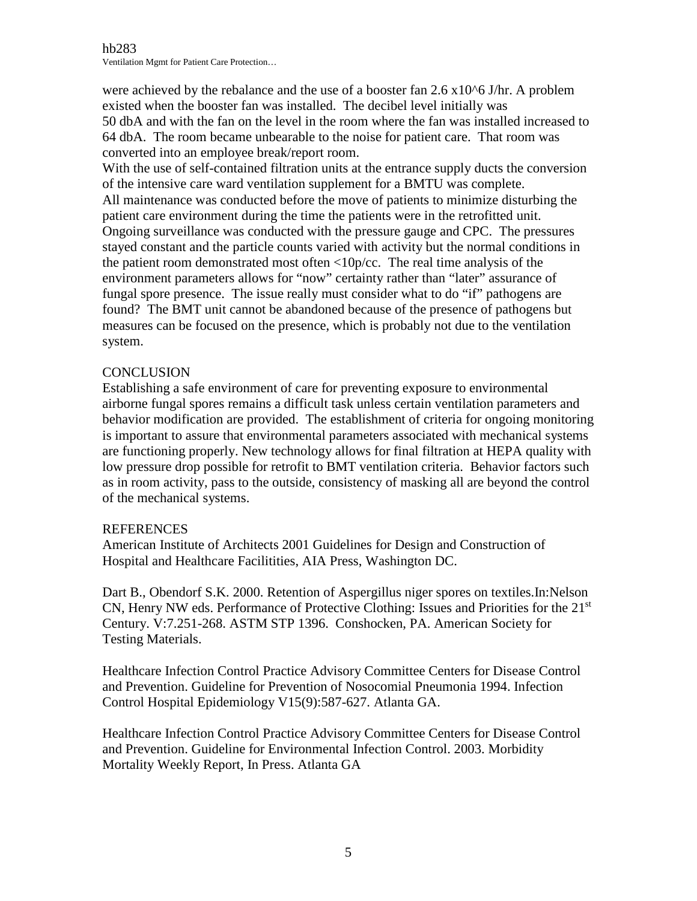were achieved by the rebalance and the use of a booster fan 2.6 x10^6 J/hr. A problem existed when the booster fan was installed. The decibel level initially was 50 dbA and with the fan on the level in the room where the fan was installed increased to 64 dbA. The room became unbearable to the noise for patient care. That room was converted into an employee break/report room.

With the use of self-contained filtration units at the entrance supply ducts the conversion of the intensive care ward ventilation supplement for a BMTU was complete.

All maintenance was conducted before the move of patients to minimize disturbing the patient care environment during the time the patients were in the retrofitted unit.

Ongoing surveillance was conducted with the pressure gauge and CPC. The pressures stayed constant and the particle counts varied with activity but the normal conditions in the patient room demonstrated most often <10p/cc. The real time analysis of the environment parameters allows for "now" certainty rather than "later" assurance of fungal spore presence. The issue really must consider what to do "if" pathogens are found? The BMT unit cannot be abandoned because of the presence of pathogens but measures can be focused on the presence, which is probably not due to the ventilation system.

## CONCLUSION

Establishing a safe environment of care for preventing exposure to environmental airborne fungal spores remains a difficult task unless certain ventilation parameters and behavior modification are provided. The establishment of criteria for ongoing monitoring is important to assure that environmental parameters associated with mechanical systems are functioning properly. New technology allows for final filtration at HEPA quality with low pressure drop possible for retrofit to BMT ventilation criteria. Behavior factors such as in room activity, pass to the outside, consistency of masking all are beyond the control of the mechanical systems.

## REFERENCES

American Institute of Architects 2001 Guidelines for Design and Construction of Hospital and Healthcare Facilitities, AIA Press, Washington DC.

Dart B., Obendorf S.K. 2000. Retention of Aspergillus niger spores on textiles.In:Nelson CN, Henry NW eds. Performance of Protective Clothing: Issues and Priorities for the 21st Century. V:7.251-268. ASTM STP 1396. Conshocken, PA. American Society for Testing Materials.

Healthcare Infection Control Practice Advisory Committee Centers for Disease Control and Prevention. Guideline for Prevention of Nosocomial Pneumonia 1994. Infection Control Hospital Epidemiology V15(9):587-627. Atlanta GA.

Healthcare Infection Control Practice Advisory Committee Centers for Disease Control and Prevention. Guideline for Environmental Infection Control. 2003. Morbidity Mortality Weekly Report, In Press. Atlanta GA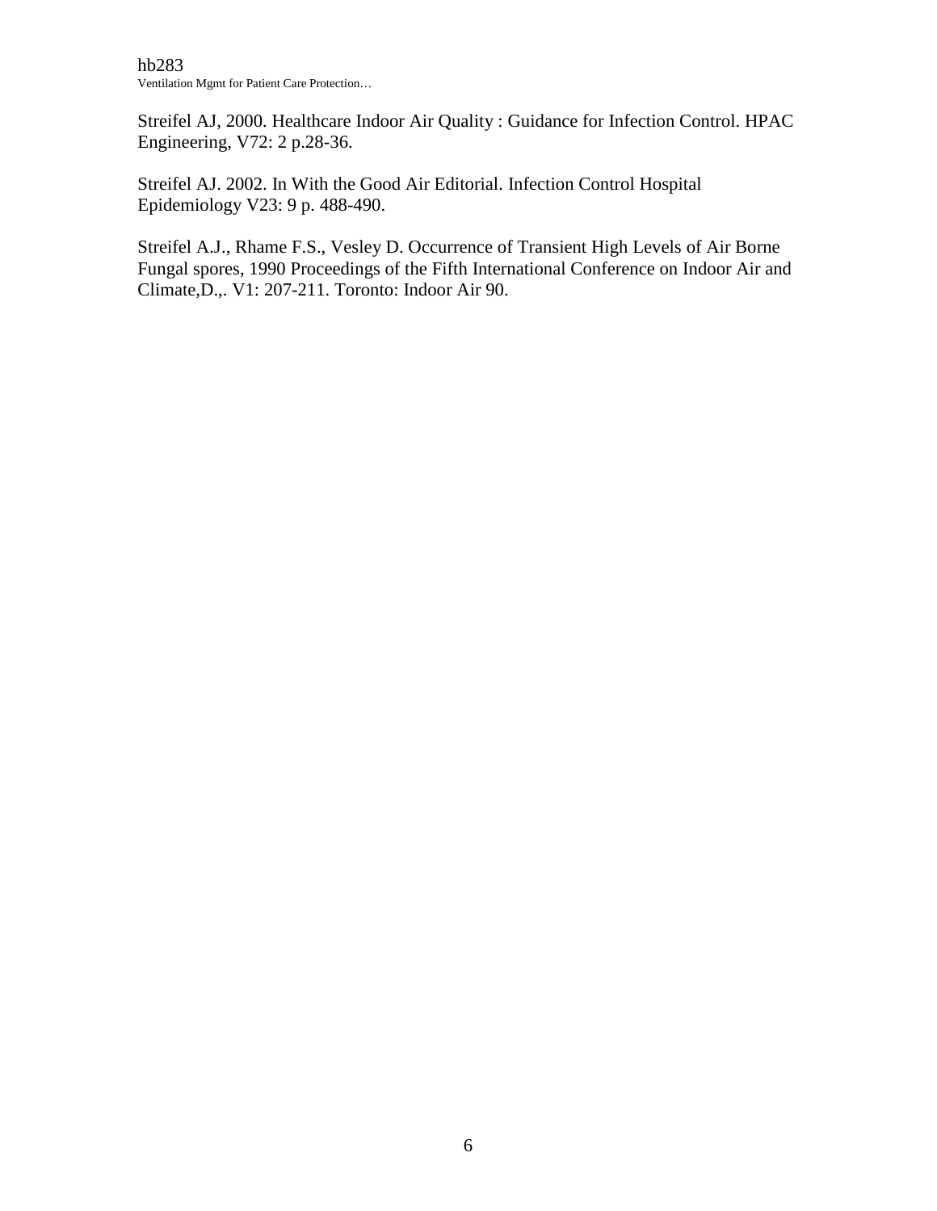Streifel AJ, 2000. Healthcare Indoor Air Quality : Guidance for Infection Control. HPAC Engineering, V72: 2 p.28-36.

Streifel AJ. 2002. In With the Good Air Editorial. Infection Control Hospital Epidemiology V23: 9 p. 488-490.

Streifel A.J., Rhame F.S., Vesley D. Occurrence of Transient High Levels of Air Borne Fungal spores, 1990 Proceedings of the Fifth International Conference on Indoor Air and Climate,D.,. V1: 207-211. Toronto: Indoor Air 90.